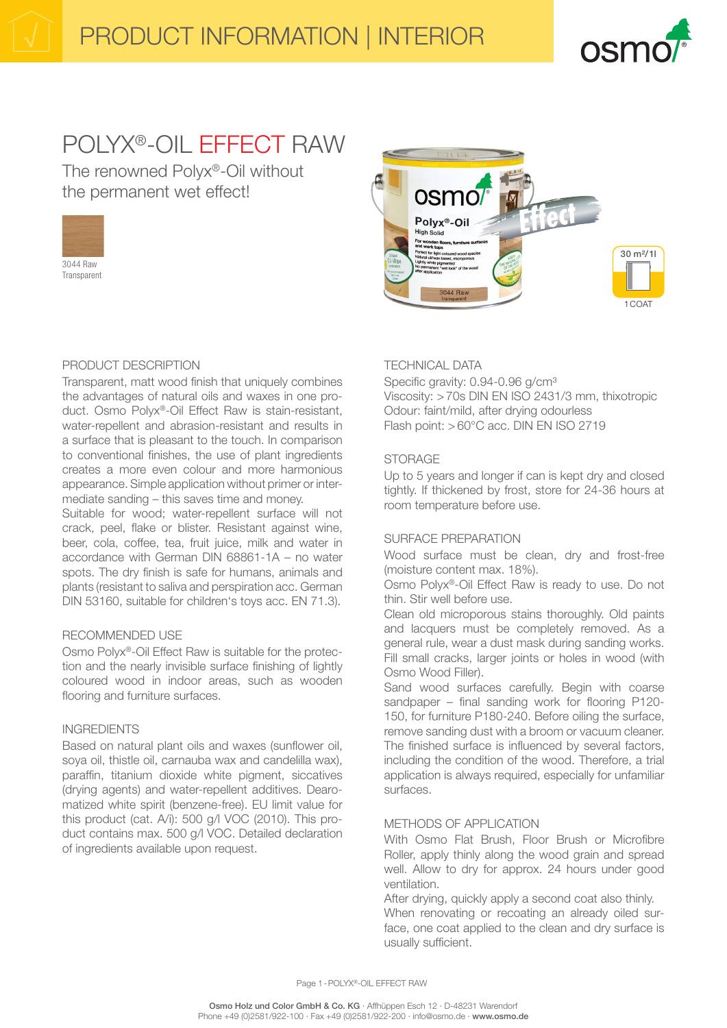# PRODUCT INFORMATION | INTERIOR

# POLYX®-OIL EFFECT RAW

The renowned Polyx®-Oil without the permanent wet effect!

3044 Raw
Transparent

30 m²/1l
1 COAT

## PRODUCT DESCRIPTION

Transparent, matt wood finish that uniquely combines the advantages of natural oils and waxes in one product. Osmo Polyx®-Oil Effect Raw is stain-resistant, water-repellent and abrasion-resistant and results in a surface that is pleasant to the touch. In comparison to conventional finishes, the use of plant ingredients creates a more even colour and more harmonious appearance. Simple application without primer or intermediate sanding – this saves time and money.
Suitable for wood; water-repellent surface will not crack, peel, flake or blister. Resistant against wine, beer, cola, coffee, tea, fruit juice, milk and water in accordance with German DIN 68861-1A – no water spots. The dry finish is safe for humans, animals and plants (resistant to saliva and perspiration acc. German DIN 53160, suitable for children's toys acc. EN 71.3).

## RECOMMENDED USE

Osmo Polyx®-Oil Effect Raw is suitable for the protection and the nearly invisible surface finishing of lightly coloured wood in indoor areas, such as wooden flooring and furniture surfaces.

## INGREDIENTS

Based on natural plant oils and waxes (sunflower oil, soya oil, thistle oil, carnauba wax and candelilla wax), paraffin, titanium dioxide white pigment, siccatives (drying agents) and water-repellent additives. Dearomatized white spirit (benzene-free). EU limit value for this product (cat. A/i): 500 g/l VOC (2010). This product contains max. 500 g/l VOC. Detailed declaration of ingredients available upon request.

## TECHNICAL DATA

Specific gravity: 0.94-0.96 g/cm³
Viscosity: >70s DIN EN ISO 2431/3 mm, thixotropic
Odour: faint/mild, after drying odourless
Flash point: >60°C acc. DIN EN ISO 2719

## STORAGE

Up to 5 years and longer if can is kept dry and closed tightly. If thickened by frost, store for 24-36 hours at room temperature before use.

## SURFACE PREPARATION

Wood surface must be clean, dry and frost-free (moisture content max. 18%).
Osmo Polyx®-Oil Effect Raw is ready to use. Do not thin. Stir well before use.
Clean old microporous stains thoroughly. Old paints and lacquers must be completely removed. As a general rule, wear a dust mask during sanding works. Fill small cracks, larger joints or holes in wood (with Osmo Wood Filler).
Sand wood surfaces carefully. Begin with coarse sandpaper – final sanding work for flooring P120-150, for furniture P180-240. Before oiling the surface, remove sanding dust with a broom or vacuum cleaner. The finished surface is influenced by several factors, including the condition of the wood. Therefore, a trial application is always required, especially for unfamiliar surfaces.

## METHODS OF APPLICATION

With Osmo Flat Brush, Floor Brush or Microfibre Roller, apply thinly along the wood grain and spread well. Allow to dry for approx. 24 hours under good ventilation.
After drying, quickly apply a second coat also thinly.
When renovating or recoating an already oiled surface, one coat applied to the clean and dry surface is usually sufficient.

**Osmo Holz und Color GmbH & Co. KG** · Affhüppen Esch 12 · D-48231 Warendorf
Phone +49 (0)2581/922-100 · Fax +49 (0)2581/922-200 · info@osmo.de · **www.osmo.de**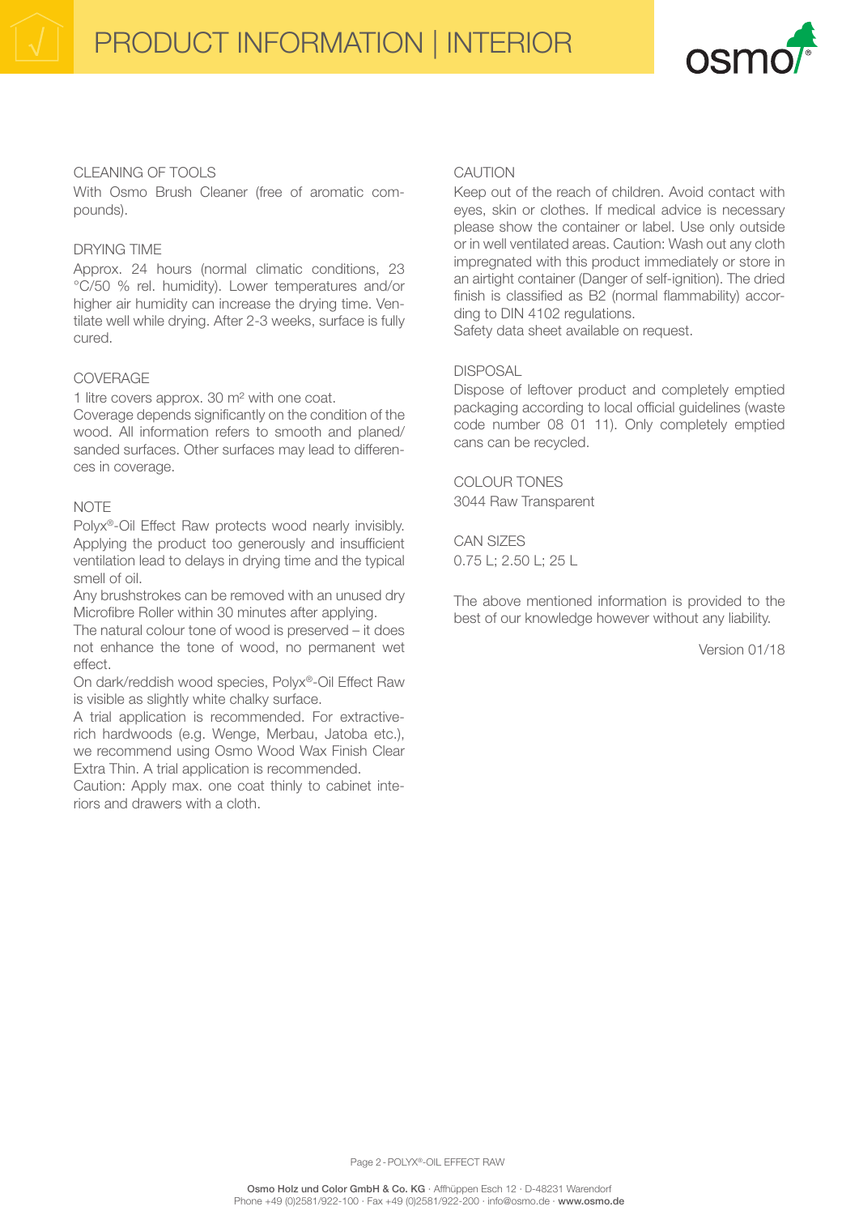## CLEANING OF TOOLS

With Osmo Brush Cleaner (free of aromatic compounds).

## DRYING TIME

Approx. 24 hours (normal climatic conditions, 23 °C/50 % rel. humidity). Lower temperatures and/or higher air humidity can increase the drying time. Ventilate well while drying. After 2-3 weeks, surface is fully cured.

## COVERAGE

1 litre covers approx. 30 m² with one coat.
Coverage depends significantly on the condition of the wood. All information refers to smooth and planed/sanded surfaces. Other surfaces may lead to differences in coverage.

## NOTE

Polyx®-Oil Effect Raw protects wood nearly invisibly. Applying the product too generously and insufficient ventilation lead to delays in drying time and the typical smell of oil.
Any brushstrokes can be removed with an unused dry Microfibre Roller within 30 minutes after applying.
The natural colour tone of wood is preserved – it does not enhance the tone of wood, no permanent wet effect.
On dark/reddish wood species, Polyx®-Oil Effect Raw is visible as slightly white chalky surface.
A trial application is recommended. For extractive-rich hardwoods (e.g. Wenge, Merbau, Jatoba etc.), we recommend using Osmo Wood Wax Finish Clear Extra Thin. A trial application is recommended.
Caution: Apply max. one coat thinly to cabinet interiors and drawers with a cloth.

## CAUTION

Keep out of the reach of children. Avoid contact with eyes, skin or clothes. If medical advice is necessary please show the container or label. Use only outside or in well ventilated areas. Caution: Wash out any cloth impregnated with this product immediately or store in an airtight container (Danger of self-ignition). The dried finish is classified as B2 (normal flammability) according to DIN 4102 regulations.
Safety data sheet available on request.

## DISPOSAL

Dispose of leftover product and completely emptied packaging according to local official guidelines (waste code number 08 01 11). Only completely emptied cans can be recycled.

## COLOUR TONES

3044 Raw Transparent

## CAN SIZES

0.75 L; 2.50 L; 25 L

The above mentioned information is provided to the best of our knowledge however without any liability.

Version 01/18

**Osmo Holz und Color GmbH & Co. KG** · Affhüppen Esch 12 · D-48231 Warendorf
Phone +49 (0)2581/922-100 · Fax +49 (0)2581/922-200 · info@osmo.de · **www.osmo.de**